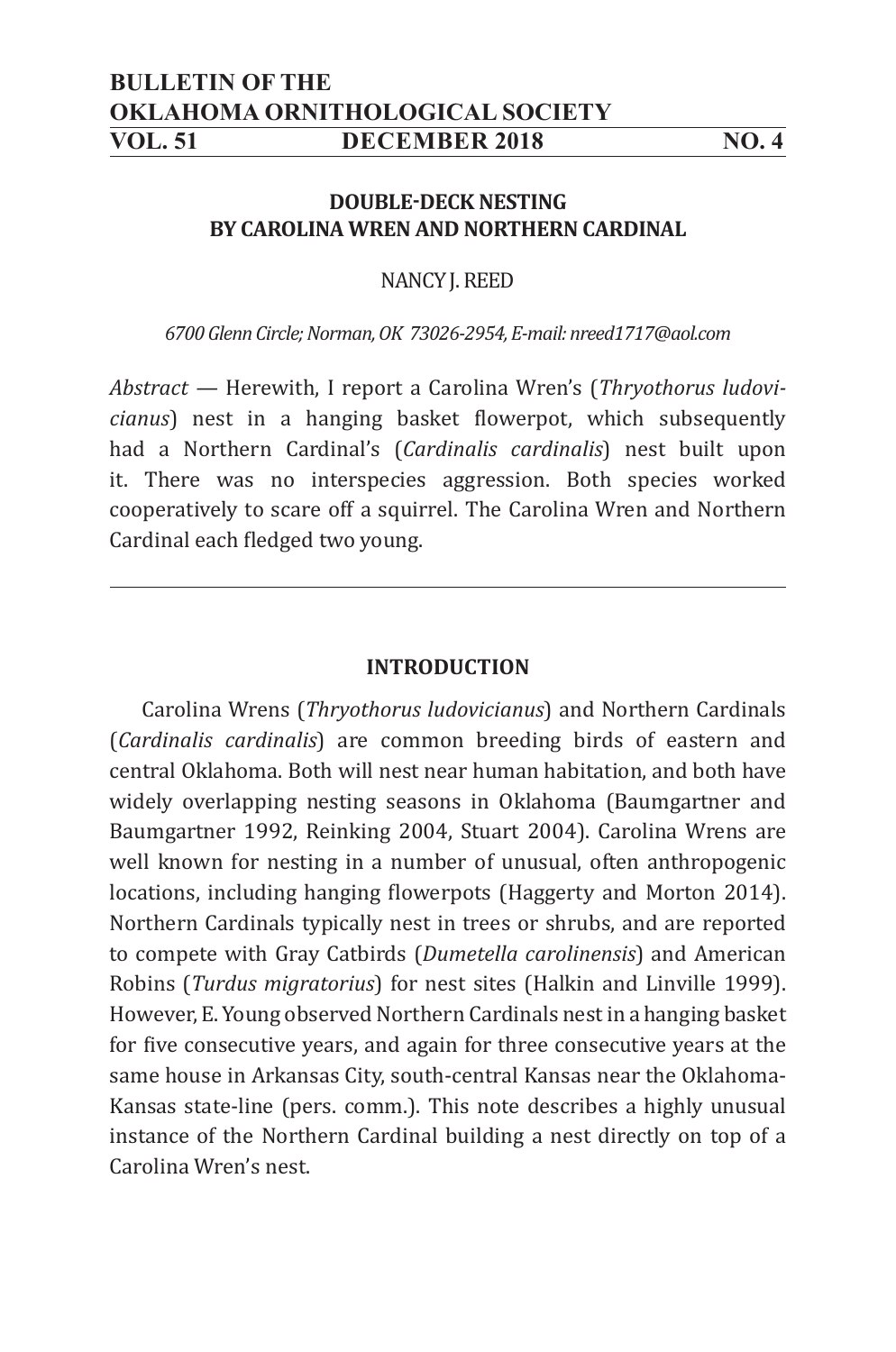## DOUBLE-DECK NESTING BY CAROLINA WREN AND NORTHERN CARDINAL

NANCY J. REED

*6700 Glenn Circle; Norman, OK 73026-2954, E-mail: nreed1717@aol.com*

*Abstract* — Herewith, I report a Carolina Wren's (*Thryothorus ludovicianus*) nest in a hanging basket flowerpot, which subsequently had a Northern Cardinal's (*Cardinalis cardinalis*) nest built upon it. There was no interspecies aggression. Both species worked cooperatively to scare off a squirrel. The Carolina Wren and Northern Cardinal each fledged two young.

---

### INTRODUCTION

Carolina Wrens (*Thryothorus ludovicianus*) and Northern Cardinals (*Cardinalis cardinalis*) are common breeding birds of eastern and central Oklahoma. Both will nest near human habitation, and both have widely overlapping nesting seasons in Oklahoma (Baumgartner and Baumgartner 1992, Reinking 2004, Stuart 2004). Carolina Wrens are well known for nesting in a number of unusual, often anthropogenic locations, including hanging flowerpots (Haggerty and Morton 2014). Northern Cardinals typically nest in trees or shrubs, and are reported to compete with Gray Catbirds (*Dumetella carolinensis*) and American Robins (*Turdus migratorius*) for nest sites (Halkin and Linville 1999). However, E. Young observed Northern Cardinals nest in a hanging basket for five consecutive years, and again for three consecutive years at the same house in Arkansas City, south-central Kansas near the Oklahoma-Kansas state-line (pers. comm.). This note describes a highly unusual instance of the Northern Cardinal building a nest directly on top of a Carolina Wren's nest.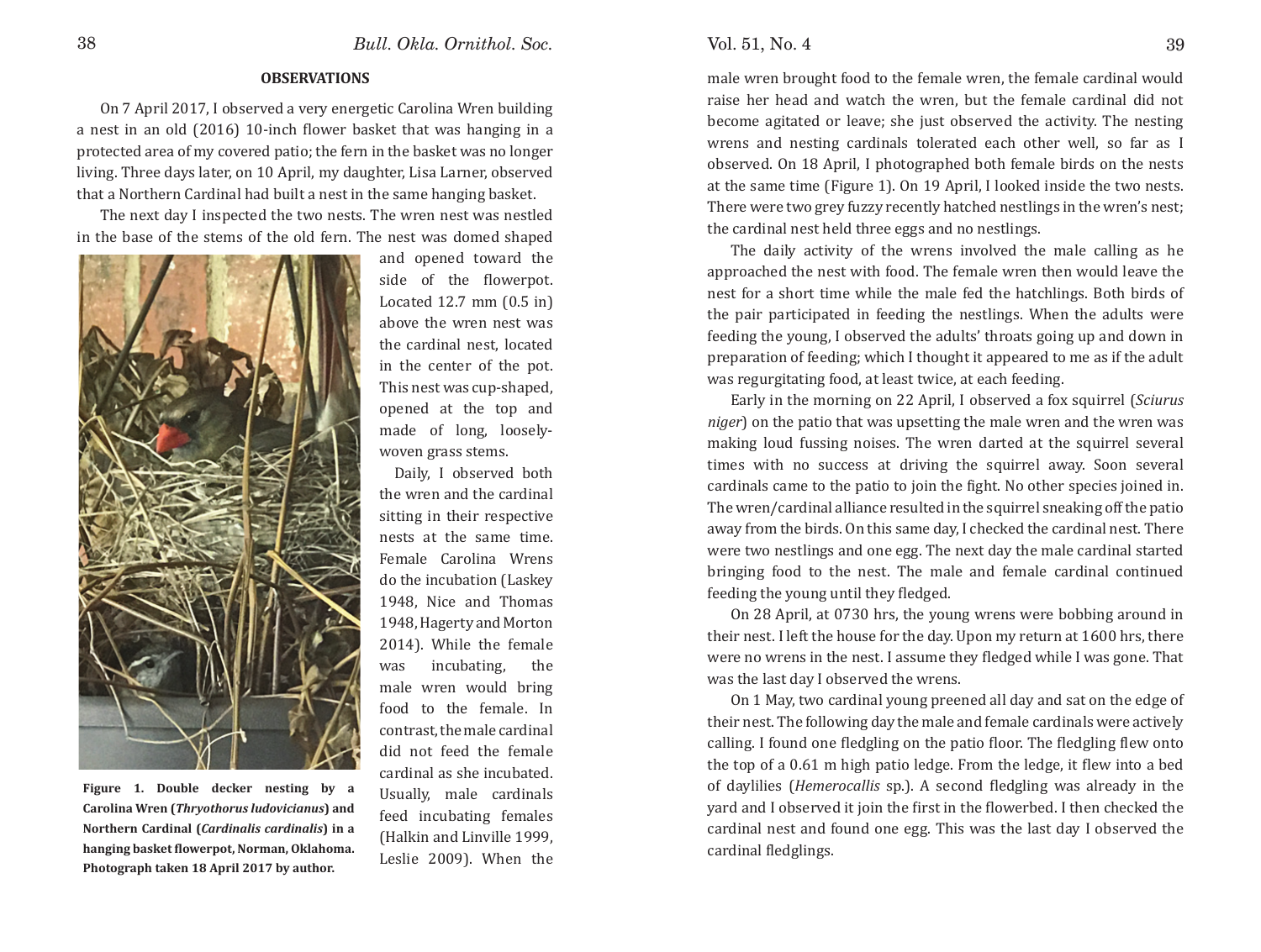## OBSERVATIONS

On 7 April 2017, I observed a very energetic Carolina Wren building a nest in an old (2016) 10-inch flower basket that was hanging in a protected area of my covered patio; the fern in the basket was no longer living. Three days later, on 10 April, my daughter, Lisa Larner, observed that a Northern Cardinal had built a nest in the same hanging basket.

The next day I inspected the two nests. The wren nest was nestled in the base of the stems of the old fern. The nest was domed shaped and opened toward the side of the flowerpot. Located 12.7 mm (0.5 in) above the wren nest was the cardinal nest, located in the center of the pot. This nest was cup-shaped, opened at the top and made of long, loosely-woven grass stems.

**Figure 1. Double decker nesting by a Carolina Wren (*Thryothorus ludovicianus*) and Northern Cardinal (*Cardinalis cardinalis*) in a hanging basket flowerpot, Norman, Oklahoma. Photograph taken 18 April 2017 by author.**

Daily, I observed both the wren and the cardinal sitting in their respective nests at the same time. Female Carolina Wrens do the incubation (Laskey 1948, Nice and Thomas 1948, Hagerty and Morton 2014). While the female was incubating, the male wren would bring food to the female. In contrast, the male cardinal did not feed the female cardinal as she incubated. Usually, male cardinals feed incubating females (Halkin and Linville 1999, Leslie 2009). When the male wren brought food to the female wren, the female cardinal would raise her head and watch the wren, but the female cardinal did not become agitated or leave; she just observed the activity. The nesting wrens and nesting cardinals tolerated each other well, so far as I observed. On 18 April, I photographed both female birds on the nests at the same time (Figure 1). On 19 April, I looked inside the two nests. There were two grey fuzzy recently hatched nestlings in the wren's nest; the cardinal nest held three eggs and no nestlings.

The daily activity of the wrens involved the male calling as he approached the nest with food. The female wren then would leave the nest for a short time while the male fed the hatchlings. Both birds of the pair participated in feeding the nestlings. When the adults were feeding the young, I observed the adults' throats going up and down in preparation of feeding; which I thought it appeared to me as if the adult was regurgitating food, at least twice, at each feeding.

Early in the morning on 22 April, I observed a fox squirrel (*Sciurus niger*) on the patio that was upsetting the male wren and the wren was making loud fussing noises. The wren darted at the squirrel several times with no success at driving the squirrel away. Soon several cardinals came to the patio to join the fight. No other species joined in. The wren/cardinal alliance resulted in the squirrel sneaking off the patio away from the birds. On this same day, I checked the cardinal nest. There were two nestlings and one egg. The next day the male cardinal started bringing food to the nest. The male and female cardinal continued feeding the young until they fledged.

On 28 April, at 0730 hrs, the young wrens were bobbing around in their nest. I left the house for the day. Upon my return at 1600 hrs, there were no wrens in the nest. I assume they fledged while I was gone. That was the last day I observed the wrens.

On 1 May, two cardinal young preened all day and sat on the edge of their nest. The following day the male and female cardinals were actively calling. I found one fledgling on the patio floor. The fledgling flew onto the top of a 0.61 m high patio ledge. From the ledge, it flew into a bed of daylilies (*Hemerocallis* sp.). A second fledgling was already in the yard and I observed it join the first in the flowerbed. I then checked the cardinal nest and found one egg. This was the last day I observed the cardinal fledglings.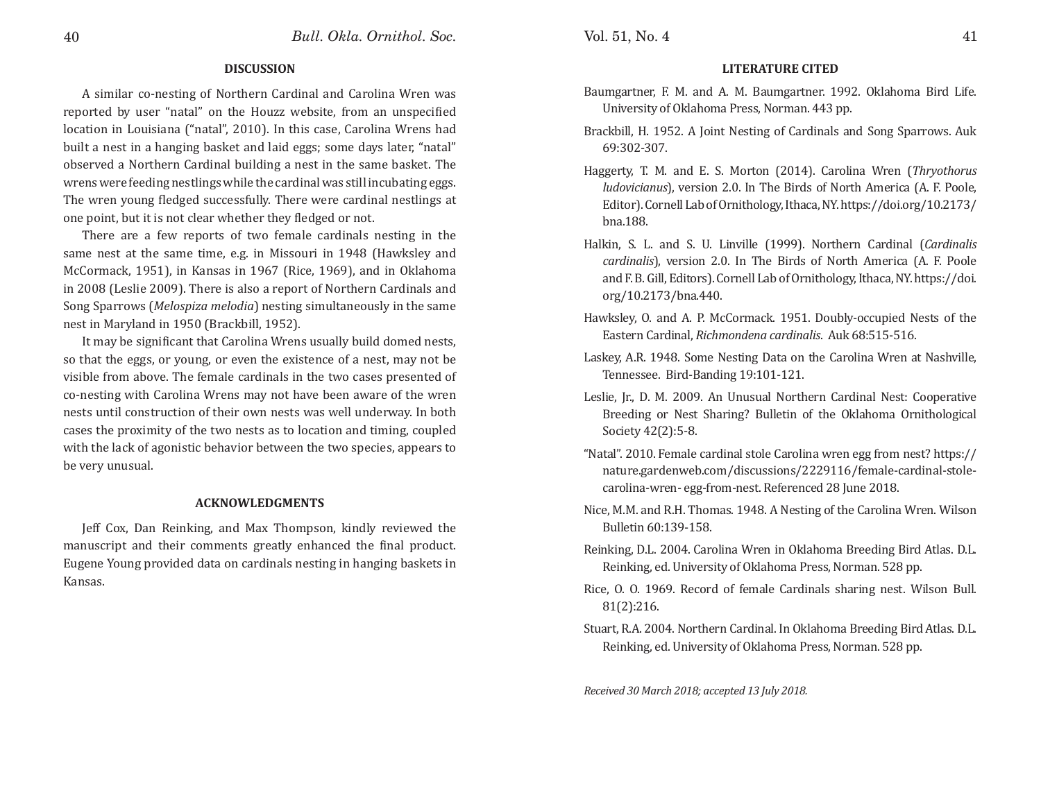## DISCUSSION

A similar co-nesting of Northern Cardinal and Carolina Wren was reported by user "natal" on the Houzz website, from an unspecified location in Louisiana ("natal", 2010). In this case, Carolina Wrens had built a nest in a hanging basket and laid eggs; some days later, "natal" observed a Northern Cardinal building a nest in the same basket. The wrens were feeding nestlings while the cardinal was still incubating eggs. The wren young fledged successfully. There were cardinal nestlings at one point, but it is not clear whether they fledged or not.

There are a few reports of two female cardinals nesting in the same nest at the same time, e.g. in Missouri in 1948 (Hawksley and McCormack, 1951), in Kansas in 1967 (Rice, 1969), and in Oklahoma in 2008 (Leslie 2009). There is also a report of Northern Cardinals and Song Sparrows (*Melospiza melodia*) nesting simultaneously in the same nest in Maryland in 1950 (Brackbill, 1952).

It may be significant that Carolina Wrens usually build domed nests, so that the eggs, or young, or even the existence of a nest, may not be visible from above. The female cardinals in the two cases presented of co-nesting with Carolina Wrens may not have been aware of the wren nests until construction of their own nests was well underway. In both cases the proximity of the two nests as to location and timing, coupled with the lack of agonistic behavior between the two species, appears to be very unusual.

## ACKNOWLEDGMENTS

Jeff Cox, Dan Reinking, and Max Thompson, kindly reviewed the manuscript and their comments greatly enhanced the final product. Eugene Young provided data on cardinals nesting in hanging baskets in Kansas.

## LITERATURE CITED

Baumgartner, F. M. and A. M. Baumgartner. 1992. Oklahoma Bird Life. University of Oklahoma Press, Norman. 443 pp.

Brackbill, H. 1952. A Joint Nesting of Cardinals and Song Sparrows. Auk 69:302-307.

Haggerty, T. M. and E. S. Morton (2014). Carolina Wren (*Thryothorus ludovicianus*), version 2.0. In The Birds of North America (A. F. Poole, Editor). Cornell Lab of Ornithology, Ithaca, NY. https://doi.org/10.2173/bna.188.

Halkin, S. L. and S. U. Linville (1999). Northern Cardinal (*Cardinalis cardinalis*), version 2.0. In The Birds of North America (A. F. Poole and F. B. Gill, Editors). Cornell Lab of Ornithology, Ithaca, NY. https://doi.org/10.2173/bna.440.

Hawksley, O. and A. P. McCormack. 1951. Doubly-occupied Nests of the Eastern Cardinal, *Richmondena cardinalis*. Auk 68:515-516.

Laskey, A.R. 1948. Some Nesting Data on the Carolina Wren at Nashville, Tennessee. Bird-Banding 19:101-121.

Leslie, Jr., D. M. 2009. An Unusual Northern Cardinal Nest: Cooperative Breeding or Nest Sharing? Bulletin of the Oklahoma Ornithological Society 42(2):5-8.

"Natal". 2010. Female cardinal stole Carolina wren egg from nest? https://nature.gardenweb.com/discussions/2229116/female-cardinal-stole-carolina-wren- egg-from-nest. Referenced 28 June 2018.

Nice, M.M. and R.H. Thomas. 1948. A Nesting of the Carolina Wren. Wilson Bulletin 60:139-158.

Reinking, D.L. 2004. Carolina Wren in Oklahoma Breeding Bird Atlas. D.L. Reinking, ed. University of Oklahoma Press, Norman. 528 pp.

Rice, O. O. 1969. Record of female Cardinals sharing nest. Wilson Bull. 81(2):216.

Stuart, R.A. 2004. Northern Cardinal. In Oklahoma Breeding Bird Atlas. D.L. Reinking, ed. University of Oklahoma Press, Norman. 528 pp.

*Received 30 March 2018; accepted 13 July 2018.*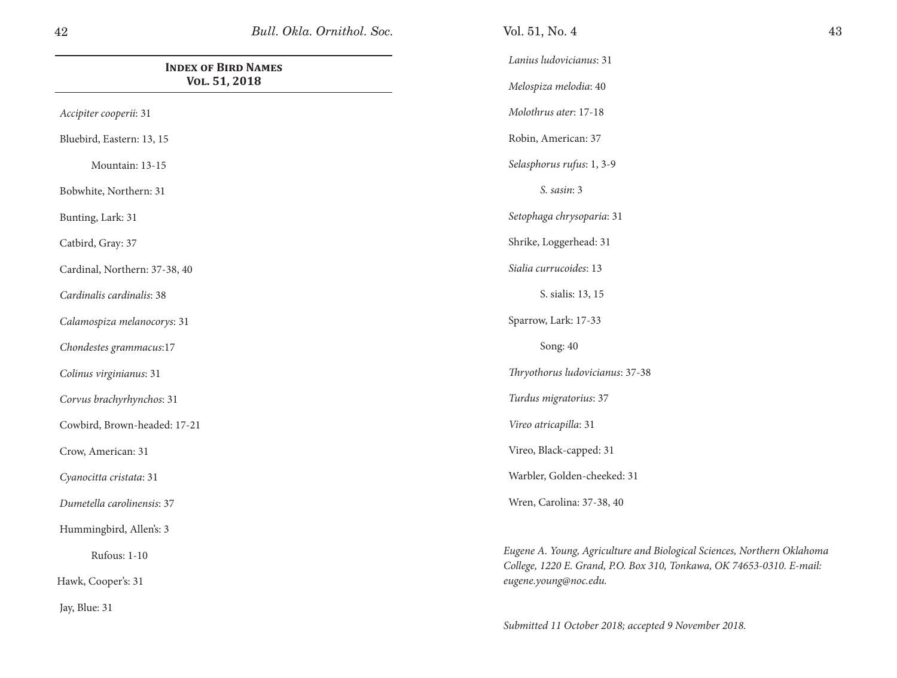## Index of Bird Names
### Vol. 51, 2018

*Accipiter cooperii*: 31

Bluebird, Eastern: 13, 15

  Mountain: 13-15

Bobwhite, Northern: 31

Bunting, Lark: 31

Catbird, Gray: 37

Cardinal, Northern: 37-38, 40

*Cardinalis cardinalis*: 38

*Calamospiza melanocorys*: 31

*Chondestes grammacus*:17

*Colinus virginianus*: 31

*Corvus brachyrhynchos*: 31

Cowbird, Brown-headed: 17-21

Crow, American: 31

*Cyanocitta cristata*: 31

*Dumetella carolinensis*: 37

Hummingbird, Allen's: 3

  Rufous: 1-10

Hawk, Cooper's: 31

Jay, Blue: 31

*Lanius ludovicianus*: 31

*Melospiza melodia*: 40

*Molothrus ater*: 17-18

Robin, American: 37

*Selasphorus rufus*: 1, 3-9

  *S. sasin*: 3

*Setophaga chrysoparia*: 31

Shrike, Loggerhead: 31

*Sialia currucoides*: 13

  S. sialis: 13, 15

Sparrow, Lark: 17-33

  Song: 40

*Thryothorus ludovicianus*: 37-38

*Turdus migratorius*: 37

*Vireo atricapilla*: 31

Vireo, Black-capped: 31

Warbler, Golden-cheeked: 31

Wren, Carolina: 37-38, 40

*Eugene A. Young, Agriculture and Biological Sciences, Northern Oklahoma College, 1220 E. Grand, P.O. Box 310, Tonkawa, OK 74653-0310. E-mail: eugene.young@noc.edu.*

*Submitted 11 October 2018; accepted 9 November 2018.*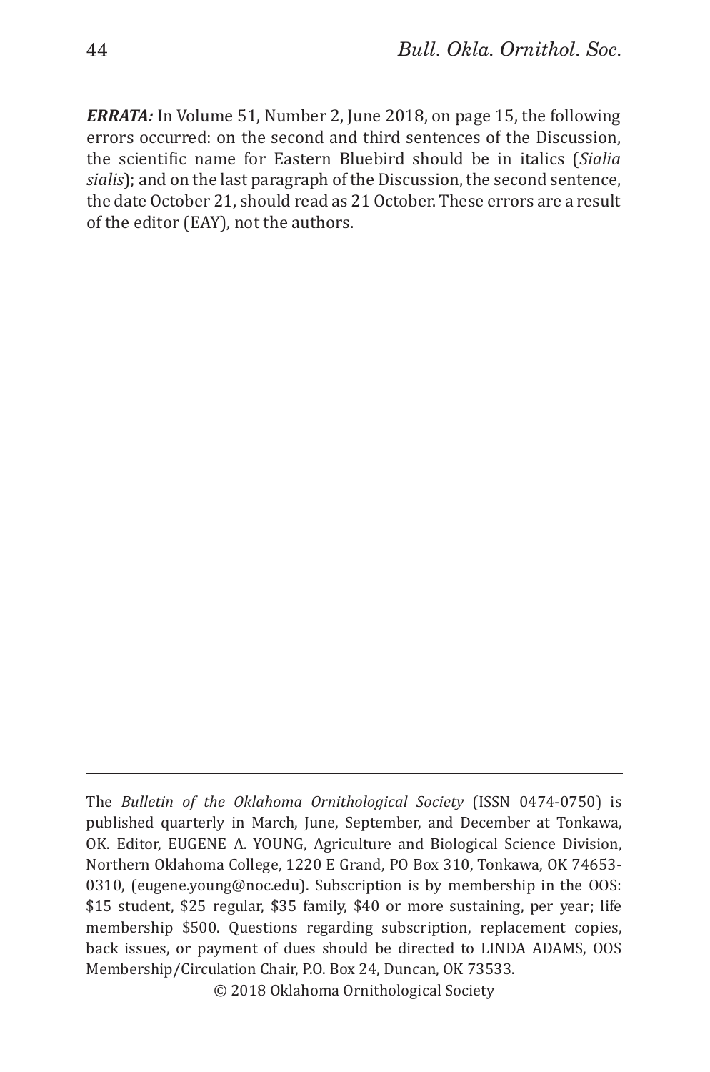***ERRATA:*** In Volume 51, Number 2, June 2018, on page 15, the following errors occurred: on the second and third sentences of the Discussion, the scientific name for Eastern Bluebird should be in italics (*Sialia sialis*); and on the last paragraph of the Discussion, the second sentence, the date October 21, should read as 21 October. These errors are a result of the editor (EAY), not the authors.

---

The *Bulletin of the Oklahoma Ornithological Society* (ISSN 0474-0750) is published quarterly in March, June, September, and December at Tonkawa, OK. Editor, EUGENE A. YOUNG, Agriculture and Biological Science Division, Northern Oklahoma College, 1220 E Grand, PO Box 310, Tonkawa, OK 74653-0310, (eugene.young@noc.edu). Subscription is by membership in the OOS: $15 student, $25 regular, $35 family, $40 or more sustaining, per year; life membership $500. Questions regarding subscription, replacement copies, back issues, or payment of dues should be directed to LINDA ADAMS, OOS Membership/Circulation Chair, P.O. Box 24, Duncan, OK 73533.

© 2018 Oklahoma Ornithological Society